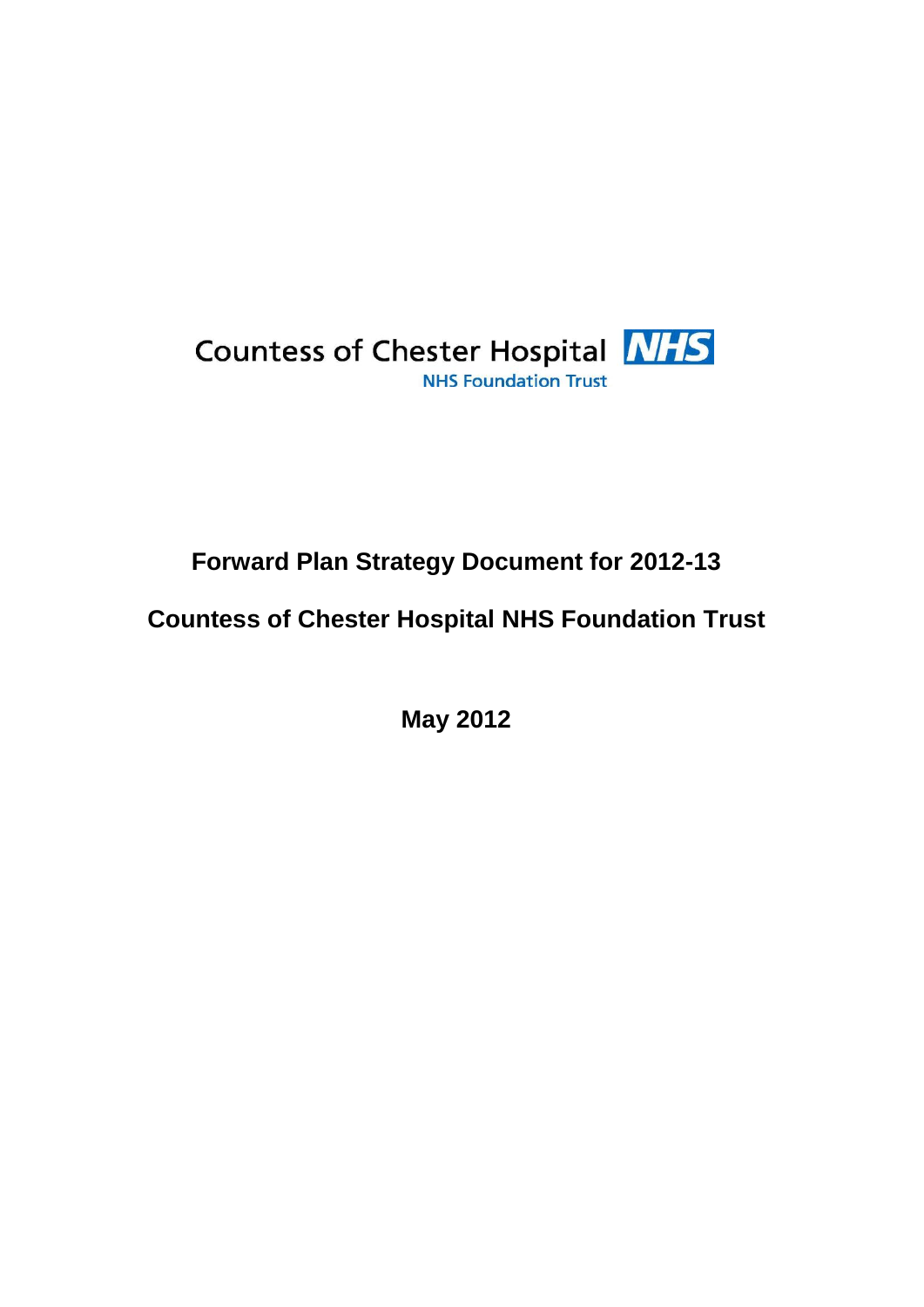Countess of Chester Hospital NHS
NHS Foundation Trust

# Forward Plan Strategy Document for 2012-13

# Countess of Chester Hospital NHS Foundation Trust

**May 2012**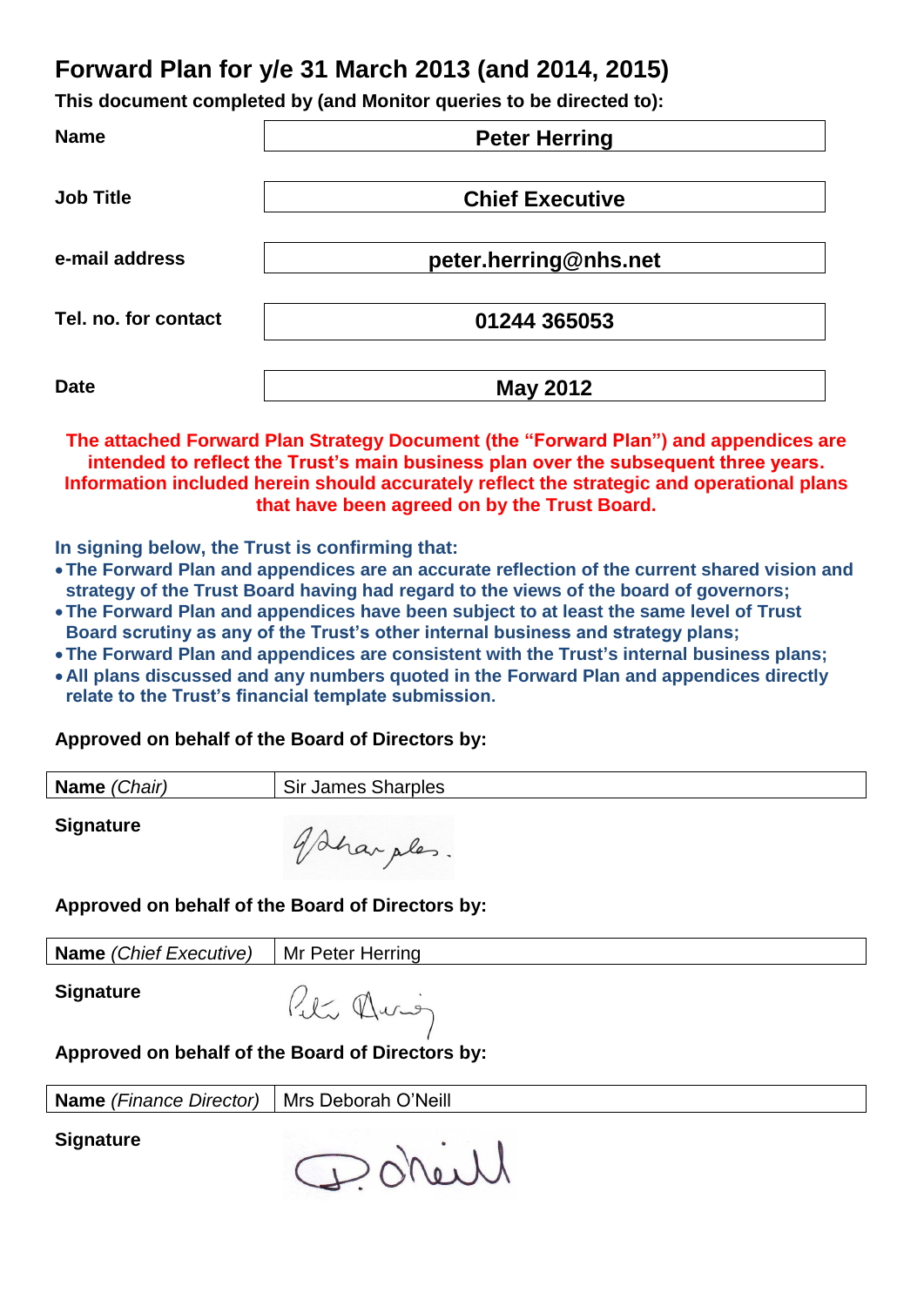# Forward Plan for y/e 31 March 2013 (and 2014, 2015)

**This document completed by (and Monitor queries to be directed to):**

| | |
|---|---|
| **Name** | **Peter Herring** |
| **Job Title** | **Chief Executive** |
| **e-mail address** | **peter.herring@nhs.net** |
| **Tel. no. for contact** | **01244 365053** |
| **Date** | **May 2012** |

**The attached Forward Plan Strategy Document (the "Forward Plan") and appendices are intended to reflect the Trust's main business plan over the subsequent three years. Information included herein should accurately reflect the strategic and operational plans that have been agreed on by the Trust Board.**

**In signing below, the Trust is confirming that:**

- **The Forward Plan and appendices are an accurate reflection of the current shared vision and strategy of the Trust Board having had regard to the views of the board of governors;**
- **The Forward Plan and appendices have been subject to at least the same level of Trust Board scrutiny as any of the Trust's other internal business and strategy plans;**
- **The Forward Plan and appendices are consistent with the Trust's internal business plans;**
- **All plans discussed and any numbers quoted in the Forward Plan and appendices directly relate to the Trust's financial template submission.**

**Approved on behalf of the Board of Directors by:**

| | |
|---|---|
| **Name** *(Chair)* | Sir James Sharples |

**Signature** J Sharples.

**Approved on behalf of the Board of Directors by:**

| | |
|---|---|
| **Name** *(Chief Executive)* | Mr Peter Herring |

**Signature** Peter Herring

**Approved on behalf of the Board of Directors by:**

| | |
|---|---|
| **Name** *(Finance Director)* | Mrs Deborah O'Neill |

**Signature** D. O'Neill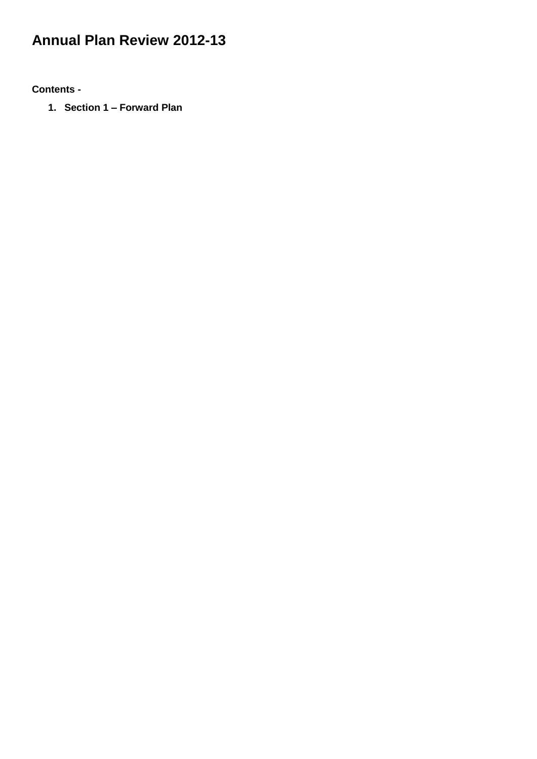# Annual Plan Review 2012-13

**Contents -**

1. **Section 1 – Forward Plan**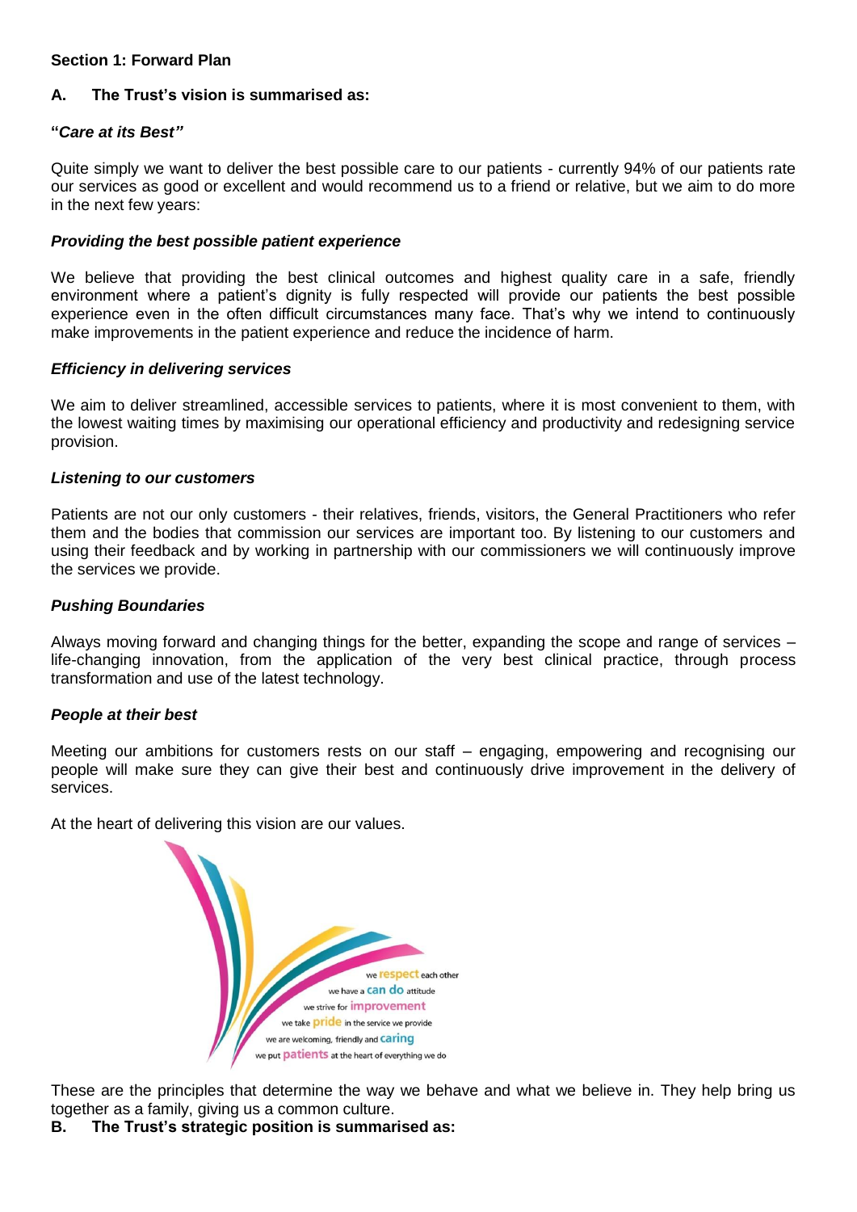**Section 1: Forward Plan**

**A. The Trust's vision is summarised as:**

**"*Care at its Best"***

Quite simply we want to deliver the best possible care to our patients - currently 94% of our patients rate our services as good or excellent and would recommend us to a friend or relative, but we aim to do more in the next few years:

***Providing the best possible patient experience***

We believe that providing the best clinical outcomes and highest quality care in a safe, friendly environment where a patient's dignity is fully respected will provide our patients the best possible experience even in the often difficult circumstances many face. That's why we intend to continuously make improvements in the patient experience and reduce the incidence of harm.

***Efficiency in delivering services***

We aim to deliver streamlined, accessible services to patients, where it is most convenient to them, with the lowest waiting times by maximising our operational efficiency and productivity and redesigning service provision.

***Listening to our customers***

Patients are not our only customers - their relatives, friends, visitors, the General Practitioners who refer them and the bodies that commission our services are important too. By listening to our customers and using their feedback and by working in partnership with our commissioners we will continuously improve the services we provide.

***Pushing Boundaries***

Always moving forward and changing things for the better, expanding the scope and range of services – life-changing innovation, from the application of the very best clinical practice, through process transformation and use of the latest technology.

***People at their best***

Meeting our ambitions for customers rests on our staff – engaging, empowering and recognising our people will make sure they can give their best and continuously drive improvement in the delivery of services.

At the heart of delivering this vision are our values.

we **respect** each other
we have a **can do** attitude
we strive for **improvement**
we take **pride** in the service we provide
we are welcoming, friendly and **caring**
we put **patients** at the heart of everything we do

These are the principles that determine the way we behave and what we believe in. They help bring us together as a family, giving us a common culture.

**B. The Trust's strategic position is summarised as:**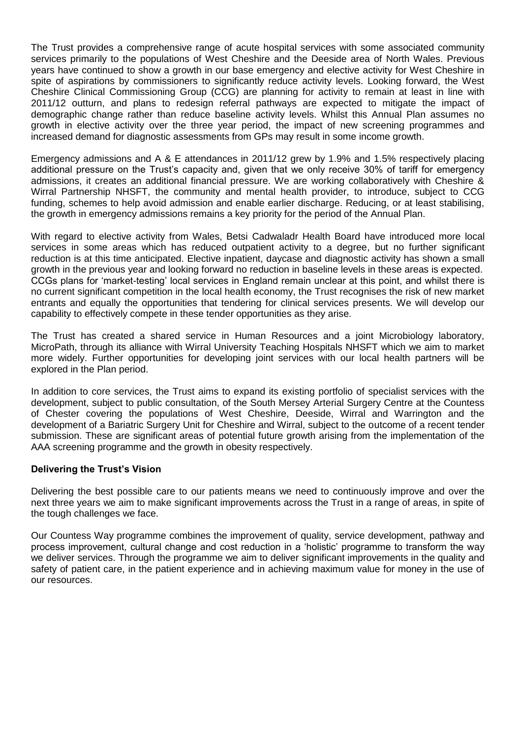The Trust provides a comprehensive range of acute hospital services with some associated community services primarily to the populations of West Cheshire and the Deeside area of North Wales. Previous years have continued to show a growth in our base emergency and elective activity for West Cheshire in spite of aspirations by commissioners to significantly reduce activity levels. Looking forward, the West Cheshire Clinical Commissioning Group (CCG) are planning for activity to remain at least in line with 2011/12 outturn, and plans to redesign referral pathways are expected to mitigate the impact of demographic change rather than reduce baseline activity levels. Whilst this Annual Plan assumes no growth in elective activity over the three year period, the impact of new screening programmes and increased demand for diagnostic assessments from GPs may result in some income growth.

Emergency admissions and A & E attendances in 2011/12 grew by 1.9% and 1.5% respectively placing additional pressure on the Trust's capacity and, given that we only receive 30% of tariff for emergency admissions, it creates an additional financial pressure. We are working collaboratively with Cheshire & Wirral Partnership NHSFT, the community and mental health provider, to introduce, subject to CCG funding, schemes to help avoid admission and enable earlier discharge. Reducing, or at least stabilising, the growth in emergency admissions remains a key priority for the period of the Annual Plan.

With regard to elective activity from Wales, Betsi Cadwaladr Health Board have introduced more local services in some areas which has reduced outpatient activity to a degree, but no further significant reduction is at this time anticipated. Elective inpatient, daycase and diagnostic activity has shown a small growth in the previous year and looking forward no reduction in baseline levels in these areas is expected. CCGs plans for 'market-testing' local services in England remain unclear at this point, and whilst there is no current significant competition in the local health economy, the Trust recognises the risk of new market entrants and equally the opportunities that tendering for clinical services presents. We will develop our capability to effectively compete in these tender opportunities as they arise.

The Trust has created a shared service in Human Resources and a joint Microbiology laboratory, MicroPath, through its alliance with Wirral University Teaching Hospitals NHSFT which we aim to market more widely. Further opportunities for developing joint services with our local health partners will be explored in the Plan period.

In addition to core services, the Trust aims to expand its existing portfolio of specialist services with the development, subject to public consultation, of the South Mersey Arterial Surgery Centre at the Countess of Chester covering the populations of West Cheshire, Deeside, Wirral and Warrington and the development of a Bariatric Surgery Unit for Cheshire and Wirral, subject to the outcome of a recent tender submission. These are significant areas of potential future growth arising from the implementation of the AAA screening programme and the growth in obesity respectively.

**Delivering the Trust's Vision**

Delivering the best possible care to our patients means we need to continuously improve and over the next three years we aim to make significant improvements across the Trust in a range of areas, in spite of the tough challenges we face.

Our Countess Way programme combines the improvement of quality, service development, pathway and process improvement, cultural change and cost reduction in a 'holistic' programme to transform the way we deliver services. Through the programme we aim to deliver significant improvements in the quality and safety of patient care, in the patient experience and in achieving maximum value for money in the use of our resources.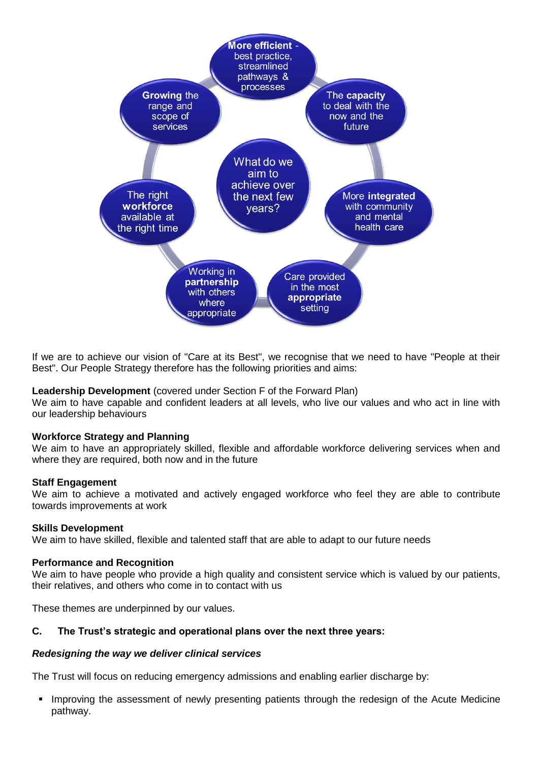What do we aim to achieve over the next few years?

- **More efficient** - best practice, streamlined pathways & processes
- The **capacity** to deal with the now and the future
- More **integrated** with community and mental health care
- Care provided in the most **appropriate** setting
- Working in **partnership** with others where appropriate
- The right **workforce** available at the right time
- **Growing** the range and scope of services

If we are to achieve our vision of "Care at its Best", we recognise that we need to have "People at their Best". Our People Strategy therefore has the following priorities and aims:

**Leadership Development** (covered under Section F of the Forward Plan)
We aim to have capable and confident leaders at all levels, who live our values and who act in line with our leadership behaviours

**Workforce Strategy and Planning**
We aim to have an appropriately skilled, flexible and affordable workforce delivering services when and where they are required, both now and in the future

**Staff Engagement**
We aim to achieve a motivated and actively engaged workforce who feel they are able to contribute towards improvements at work

**Skills Development**
We aim to have skilled, flexible and talented staff that are able to adapt to our future needs

**Performance and Recognition**
We aim to have people who provide a high quality and consistent service which is valued by our patients, their relatives, and others who come in to contact with us

These themes are underpinned by our values.

## C. The Trust's strategic and operational plans over the next three years:

***Redesigning the way we deliver clinical services***

The Trust will focus on reducing emergency admissions and enabling earlier discharge by:

- Improving the assessment of newly presenting patients through the redesign of the Acute Medicine pathway.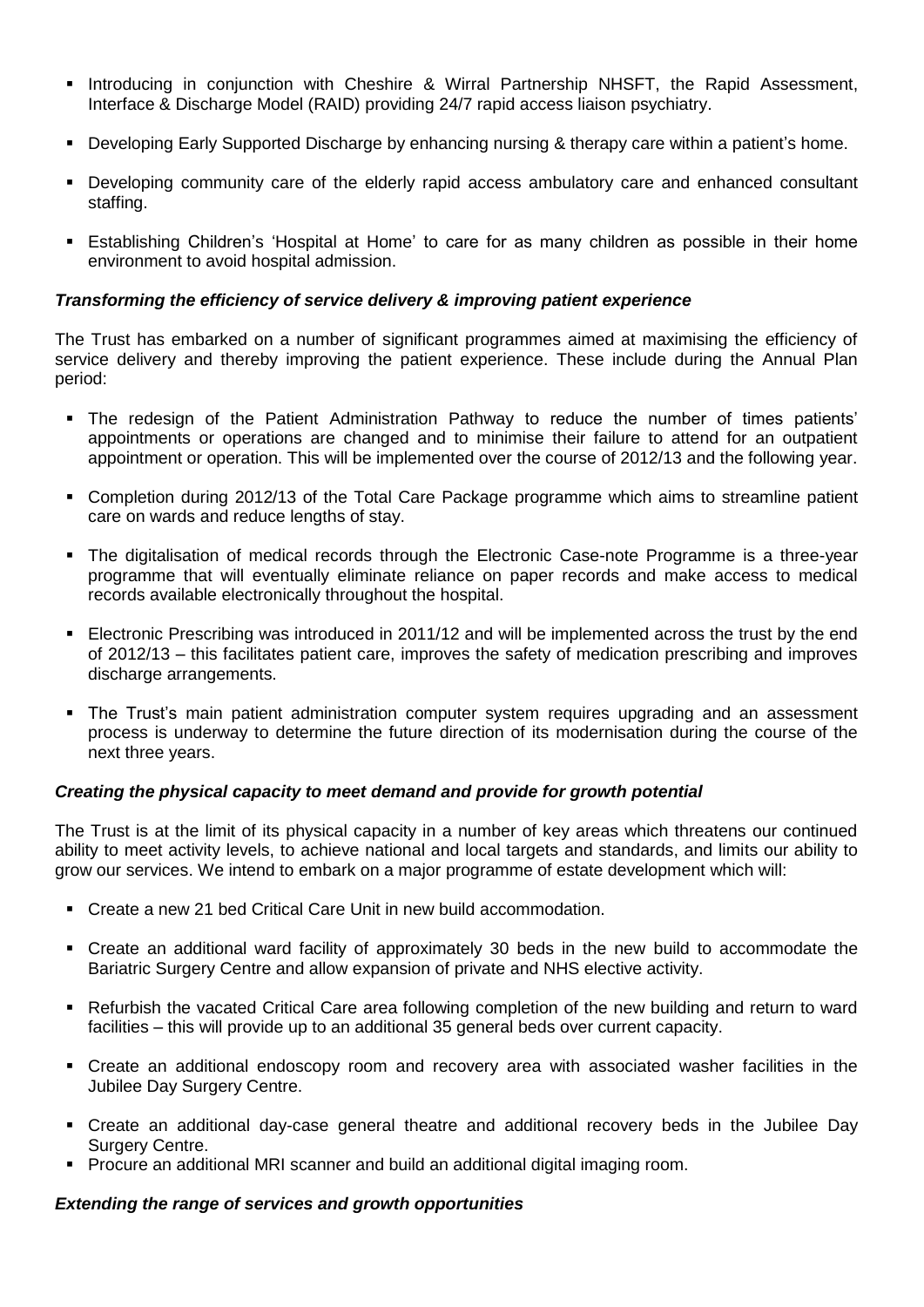- Introducing in conjunction with Cheshire & Wirral Partnership NHSFT, the Rapid Assessment, Interface & Discharge Model (RAID) providing 24/7 rapid access liaison psychiatry.
- Developing Early Supported Discharge by enhancing nursing & therapy care within a patient's home.
- Developing community care of the elderly rapid access ambulatory care and enhanced consultant staffing.
- Establishing Children's 'Hospital at Home' to care for as many children as possible in their home environment to avoid hospital admission.

***Transforming the efficiency of service delivery & improving patient experience***

The Trust has embarked on a number of significant programmes aimed at maximising the efficiency of service delivery and thereby improving the patient experience. These include during the Annual Plan period:

- The redesign of the Patient Administration Pathway to reduce the number of times patients' appointments or operations are changed and to minimise their failure to attend for an outpatient appointment or operation. This will be implemented over the course of 2012/13 and the following year.
- Completion during 2012/13 of the Total Care Package programme which aims to streamline patient care on wards and reduce lengths of stay.
- The digitalisation of medical records through the Electronic Case-note Programme is a three-year programme that will eventually eliminate reliance on paper records and make access to medical records available electronically throughout the hospital.
- Electronic Prescribing was introduced in 2011/12 and will be implemented across the trust by the end of 2012/13 – this facilitates patient care, improves the safety of medication prescribing and improves discharge arrangements.
- The Trust's main patient administration computer system requires upgrading and an assessment process is underway to determine the future direction of its modernisation during the course of the next three years.

***Creating the physical capacity to meet demand and provide for growth potential***

The Trust is at the limit of its physical capacity in a number of key areas which threatens our continued ability to meet activity levels, to achieve national and local targets and standards, and limits our ability to grow our services. We intend to embark on a major programme of estate development which will:

- Create a new 21 bed Critical Care Unit in new build accommodation.
- Create an additional ward facility of approximately 30 beds in the new build to accommodate the Bariatric Surgery Centre and allow expansion of private and NHS elective activity.
- Refurbish the vacated Critical Care area following completion of the new building and return to ward facilities – this will provide up to an additional 35 general beds over current capacity.
- Create an additional endoscopy room and recovery area with associated washer facilities in the Jubilee Day Surgery Centre.
- Create an additional day-case general theatre and additional recovery beds in the Jubilee Day Surgery Centre.
- Procure an additional MRI scanner and build an additional digital imaging room.

***Extending the range of services and growth opportunities***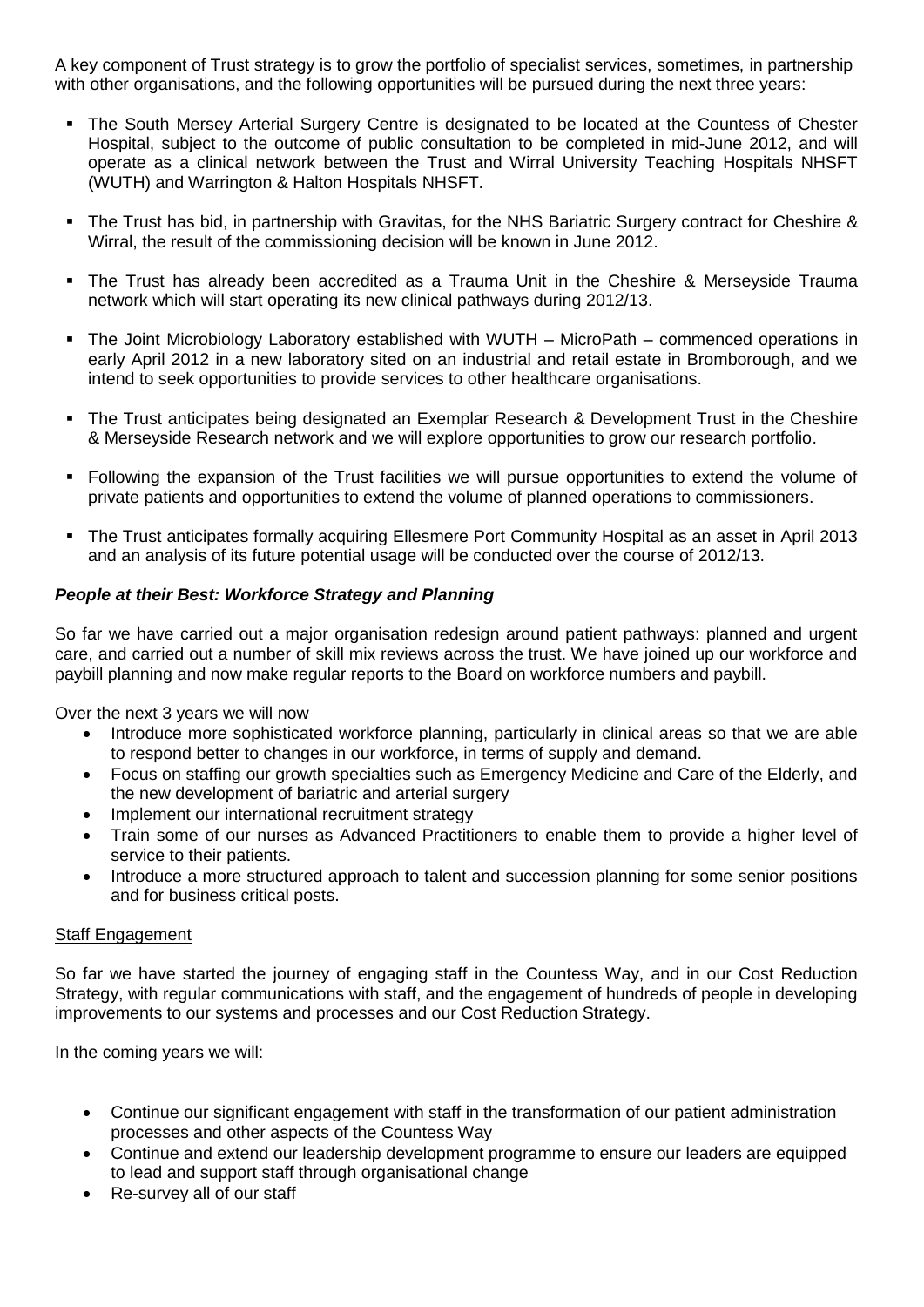A key component of Trust strategy is to grow the portfolio of specialist services, sometimes, in partnership with other organisations, and the following opportunities will be pursued during the next three years:

- The South Mersey Arterial Surgery Centre is designated to be located at the Countess of Chester Hospital, subject to the outcome of public consultation to be completed in mid-June 2012, and will operate as a clinical network between the Trust and Wirral University Teaching Hospitals NHSFT (WUTH) and Warrington & Halton Hospitals NHSFT.
- The Trust has bid, in partnership with Gravitas, for the NHS Bariatric Surgery contract for Cheshire & Wirral, the result of the commissioning decision will be known in June 2012.
- The Trust has already been accredited as a Trauma Unit in the Cheshire & Merseyside Trauma network which will start operating its new clinical pathways during 2012/13.
- The Joint Microbiology Laboratory established with WUTH – MicroPath – commenced operations in early April 2012 in a new laboratory sited on an industrial and retail estate in Bromborough, and we intend to seek opportunities to provide services to other healthcare organisations.
- The Trust anticipates being designated an Exemplar Research & Development Trust in the Cheshire & Merseyside Research network and we will explore opportunities to grow our research portfolio.
- Following the expansion of the Trust facilities we will pursue opportunities to extend the volume of private patients and opportunities to extend the volume of planned operations to commissioners.
- The Trust anticipates formally acquiring Ellesmere Port Community Hospital as an asset in April 2013 and an analysis of its future potential usage will be conducted over the course of 2012/13.

***People at their Best: Workforce Strategy and Planning***

So far we have carried out a major organisation redesign around patient pathways: planned and urgent care, and carried out a number of skill mix reviews across the trust. We have joined up our workforce and paybill planning and now make regular reports to the Board on workforce numbers and paybill.

Over the next 3 years we will now

- Introduce more sophisticated workforce planning, particularly in clinical areas so that we are able to respond better to changes in our workforce, in terms of supply and demand.
- Focus on staffing our growth specialties such as Emergency Medicine and Care of the Elderly, and the new development of bariatric and arterial surgery
- Implement our international recruitment strategy
- Train some of our nurses as Advanced Practitioners to enable them to provide a higher level of service to their patients.
- Introduce a more structured approach to talent and succession planning for some senior positions and for business critical posts.

<u>Staff Engagement</u>

So far we have started the journey of engaging staff in the Countess Way, and in our Cost Reduction Strategy, with regular communications with staff, and the engagement of hundreds of people in developing improvements to our systems and processes and our Cost Reduction Strategy.

In the coming years we will:

- Continue our significant engagement with staff in the transformation of our patient administration processes and other aspects of the Countess Way
- Continue and extend our leadership development programme to ensure our leaders are equipped to lead and support staff through organisational change
- Re-survey all of our staff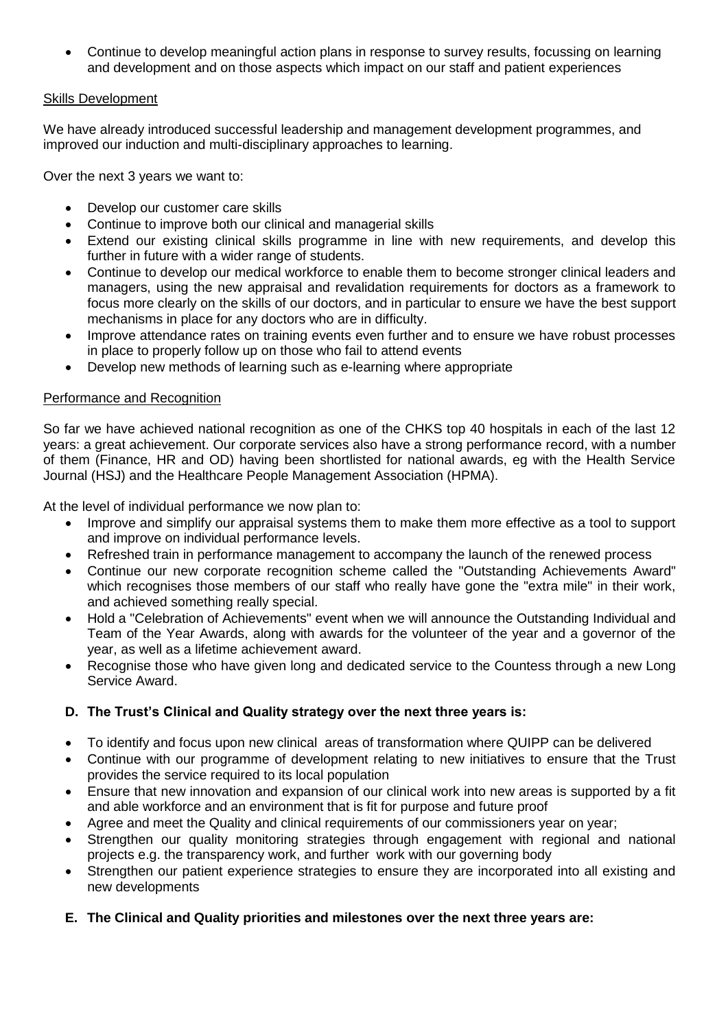- Continue to develop meaningful action plans in response to survey results, focussing on learning and development and on those aspects which impact on our staff and patient experiences

Skills Development

We have already introduced successful leadership and management development programmes, and improved our induction and multi-disciplinary approaches to learning.

Over the next 3 years we want to:

- Develop our customer care skills
- Continue to improve both our clinical and managerial skills
- Extend our existing clinical skills programme in line with new requirements, and develop this further in future with a wider range of students.
- Continue to develop our medical workforce to enable them to become stronger clinical leaders and managers, using the new appraisal and revalidation requirements for doctors as a framework to focus more clearly on the skills of our doctors, and in particular to ensure we have the best support mechanisms in place for any doctors who are in difficulty.
- Improve attendance rates on training events even further and to ensure we have robust processes in place to properly follow up on those who fail to attend events
- Develop new methods of learning such as e-learning where appropriate

Performance and Recognition

So far we have achieved national recognition as one of the CHKS top 40 hospitals in each of the last 12 years: a great achievement. Our corporate services also have a strong performance record, with a number of them (Finance, HR and OD) having been shortlisted for national awards, eg with the Health Service Journal (HSJ) and the Healthcare People Management Association (HPMA).

At the level of individual performance we now plan to:

- Improve and simplify our appraisal systems them to make them more effective as a tool to support and improve on individual performance levels.
- Refreshed train in performance management to accompany the launch of the renewed process
- Continue our new corporate recognition scheme called the "Outstanding Achievements Award" which recognises those members of our staff who really have gone the "extra mile" in their work, and achieved something really special.
- Hold a "Celebration of Achievements" event when we will announce the Outstanding Individual and Team of the Year Awards, along with awards for the volunteer of the year and a governor of the year, as well as a lifetime achievement award.
- Recognise those who have given long and dedicated service to the Countess through a new Long Service Award.

**D. The Trust's Clinical and Quality strategy over the next three years is:**

- To identify and focus upon new clinical areas of transformation where QUIPP can be delivered
- Continue with our programme of development relating to new initiatives to ensure that the Trust provides the service required to its local population
- Ensure that new innovation and expansion of our clinical work into new areas is supported by a fit and able workforce and an environment that is fit for purpose and future proof
- Agree and meet the Quality and clinical requirements of our commissioners year on year;
- Strengthen our quality monitoring strategies through engagement with regional and national projects e.g. the transparency work, and further work with our governing body
- Strengthen our patient experience strategies to ensure they are incorporated into all existing and new developments

**E. The Clinical and Quality priorities and milestones over the next three years are:**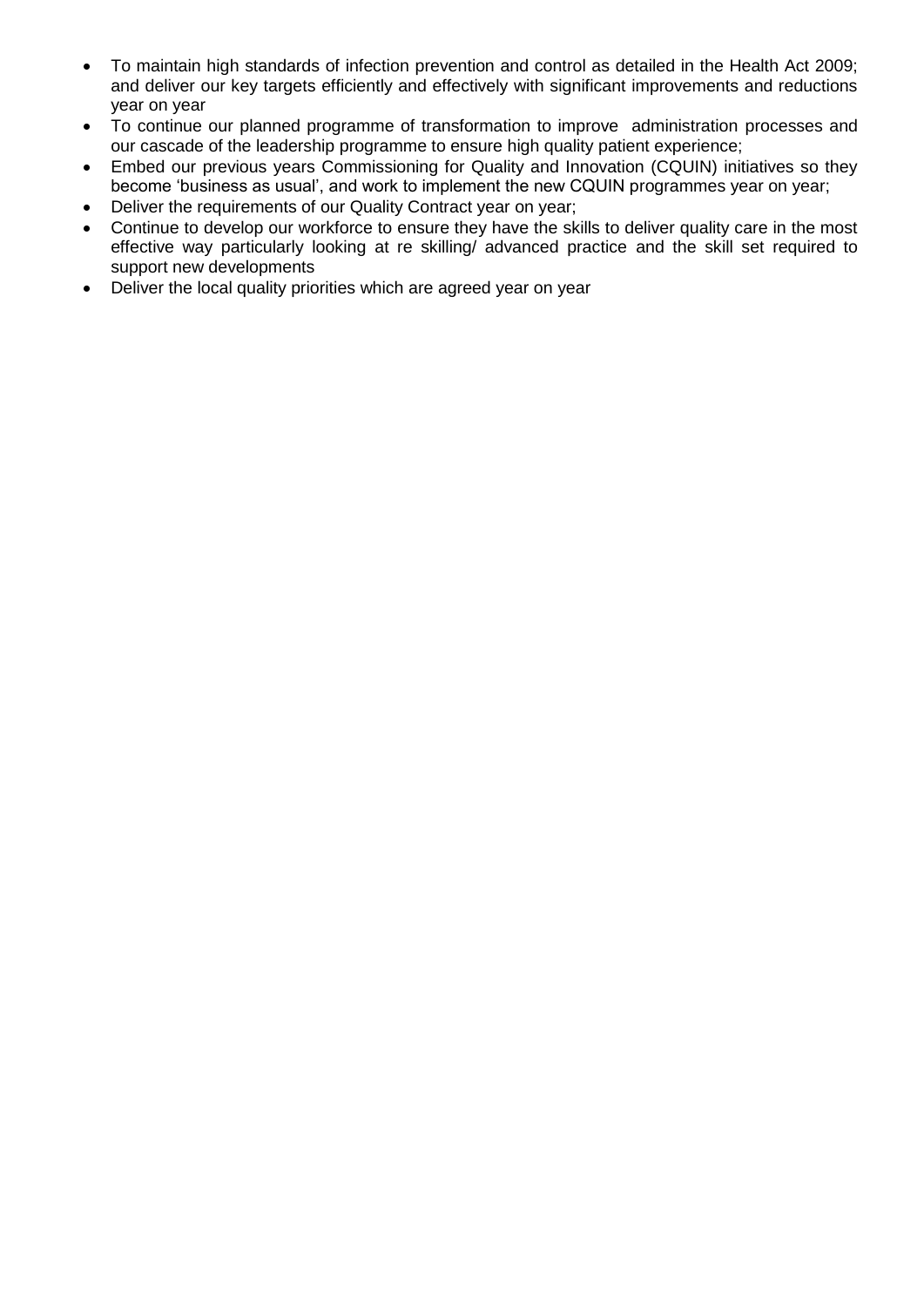- To maintain high standards of infection prevention and control as detailed in the Health Act 2009; and deliver our key targets efficiently and effectively with significant improvements and reductions year on year
- To continue our planned programme of transformation to improve administration processes and our cascade of the leadership programme to ensure high quality patient experience;
- Embed our previous years Commissioning for Quality and Innovation (CQUIN) initiatives so they become 'business as usual', and work to implement the new CQUIN programmes year on year;
- Deliver the requirements of our Quality Contract year on year;
- Continue to develop our workforce to ensure they have the skills to deliver quality care in the most effective way particularly looking at re skilling/ advanced practice and the skill set required to support new developments
- Deliver the local quality priorities which are agreed year on year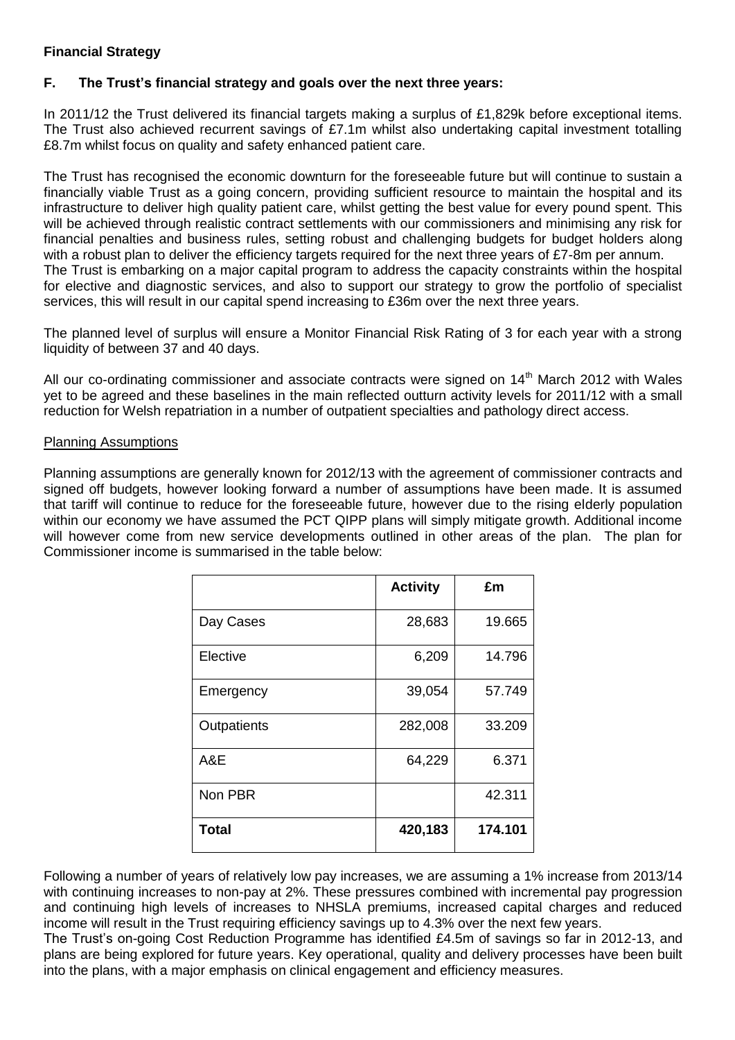**Financial Strategy**

**F. The Trust's financial strategy and goals over the next three years:**

In 2011/12 the Trust delivered its financial targets making a surplus of £1,829k before exceptional items. The Trust also achieved recurrent savings of £7.1m whilst also undertaking capital investment totalling £8.7m whilst focus on quality and safety enhanced patient care.

The Trust has recognised the economic downturn for the foreseeable future but will continue to sustain a financially viable Trust as a going concern, providing sufficient resource to maintain the hospital and its infrastructure to deliver high quality patient care, whilst getting the best value for every pound spent. This will be achieved through realistic contract settlements with our commissioners and minimising any risk for financial penalties and business rules, setting robust and challenging budgets for budget holders along with a robust plan to deliver the efficiency targets required for the next three years of £7-8m per annum.
The Trust is embarking on a major capital program to address the capacity constraints within the hospital for elective and diagnostic services, and also to support our strategy to grow the portfolio of specialist services, this will result in our capital spend increasing to £36m over the next three years.

The planned level of surplus will ensure a Monitor Financial Risk Rating of 3 for each year with a strong liquidity of between 37 and 40 days.

All our co-ordinating commissioner and associate contracts were signed on 14th March 2012 with Wales yet to be agreed and these baselines in the main reflected outturn activity levels for 2011/12 with a small reduction for Welsh repatriation in a number of outpatient specialties and pathology direct access.

Planning Assumptions

Planning assumptions are generally known for 2012/13 with the agreement of commissioner contracts and signed off budgets, however looking forward a number of assumptions have been made. It is assumed that tariff will continue to reduce for the foreseeable future, however due to the rising elderly population within our economy we have assumed the PCT QIPP plans will simply mitigate growth. Additional income will however come from new service developments outlined in other areas of the plan. The plan for Commissioner income is summarised in the table below:

| | **Activity** | **£m** |
|---|---|---|
| Day Cases | 28,683 | 19.665 |
| Elective | 6,209 | 14.796 |
| Emergency | 39,054 | 57.749 |
| Outpatients | 282,008 | 33.209 |
| A&E | 64,229 | 6.371 |
| Non PBR | | 42.311 |
| **Total** | **420,183** | **174.101** |

Following a number of years of relatively low pay increases, we are assuming a 1% increase from 2013/14 with continuing increases to non-pay at 2%. These pressures combined with incremental pay progression and continuing high levels of increases to NHSLA premiums, increased capital charges and reduced income will result in the Trust requiring efficiency savings up to 4.3% over the next few years.
The Trust's on-going Cost Reduction Programme has identified £4.5m of savings so far in 2012-13, and plans are being explored for future years. Key operational, quality and delivery processes have been built into the plans, with a major emphasis on clinical engagement and efficiency measures.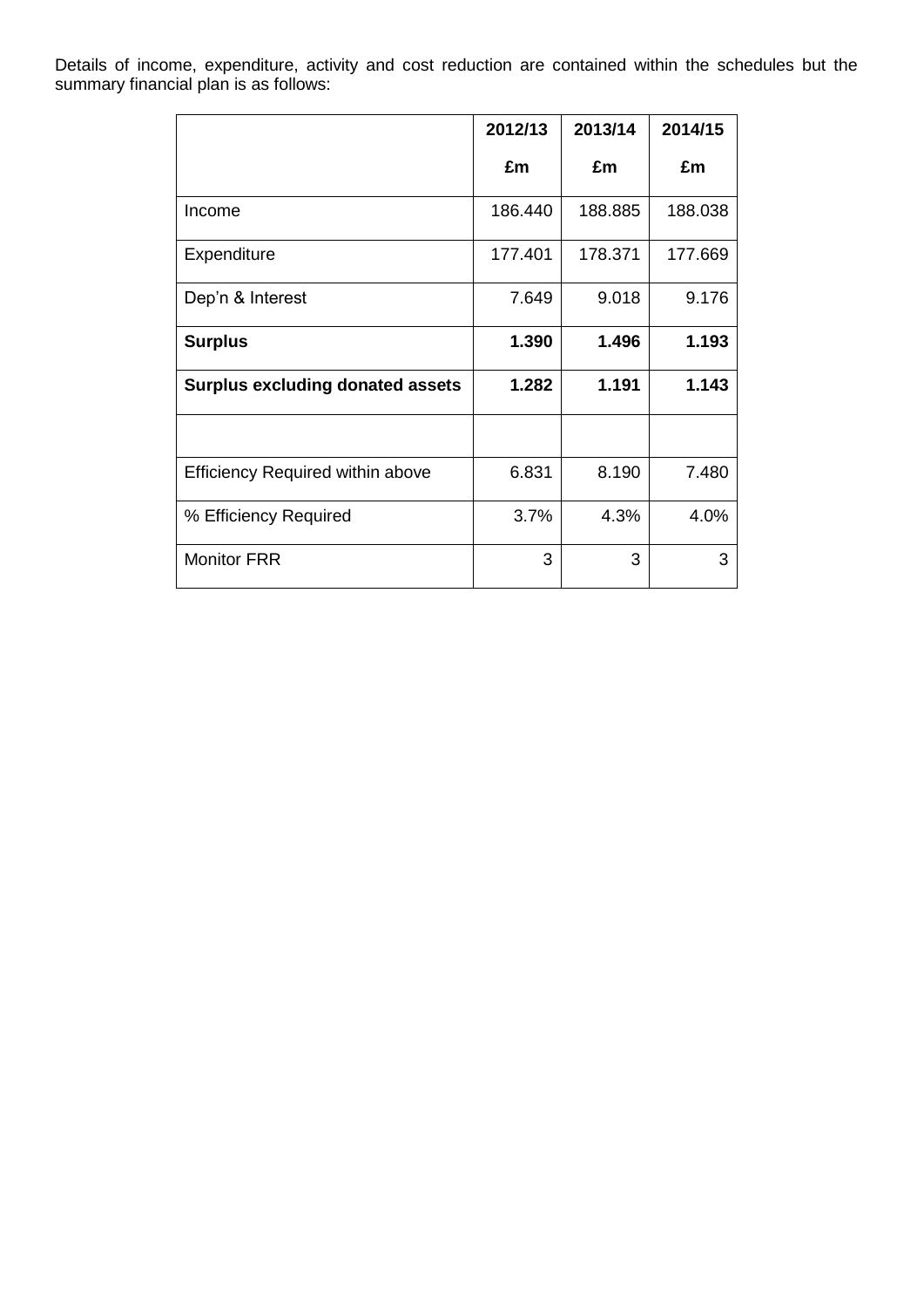Details of income, expenditure, activity and cost reduction are contained within the schedules but the summary financial plan is as follows:

| | 2012/13<br>£m | 2013/14<br>£m | 2014/15<br>£m |
|---|---|---|---|
| Income | 186.440 | 188.885 | 188.038 |
| Expenditure | 177.401 | 178.371 | 177.669 |
| Dep'n & Interest | 7.649 | 9.018 | 9.176 |
| **Surplus** | **1.390** | **1.496** | **1.193** |
| **Surplus excluding donated assets** | **1.282** | **1.191** | **1.143** |
| | | | |
| Efficiency Required within above | 6.831 | 8.190 | 7.480 |
| % Efficiency Required | 3.7% | 4.3% | 4.0% |
| Monitor FRR | 3 | 3 | 3 |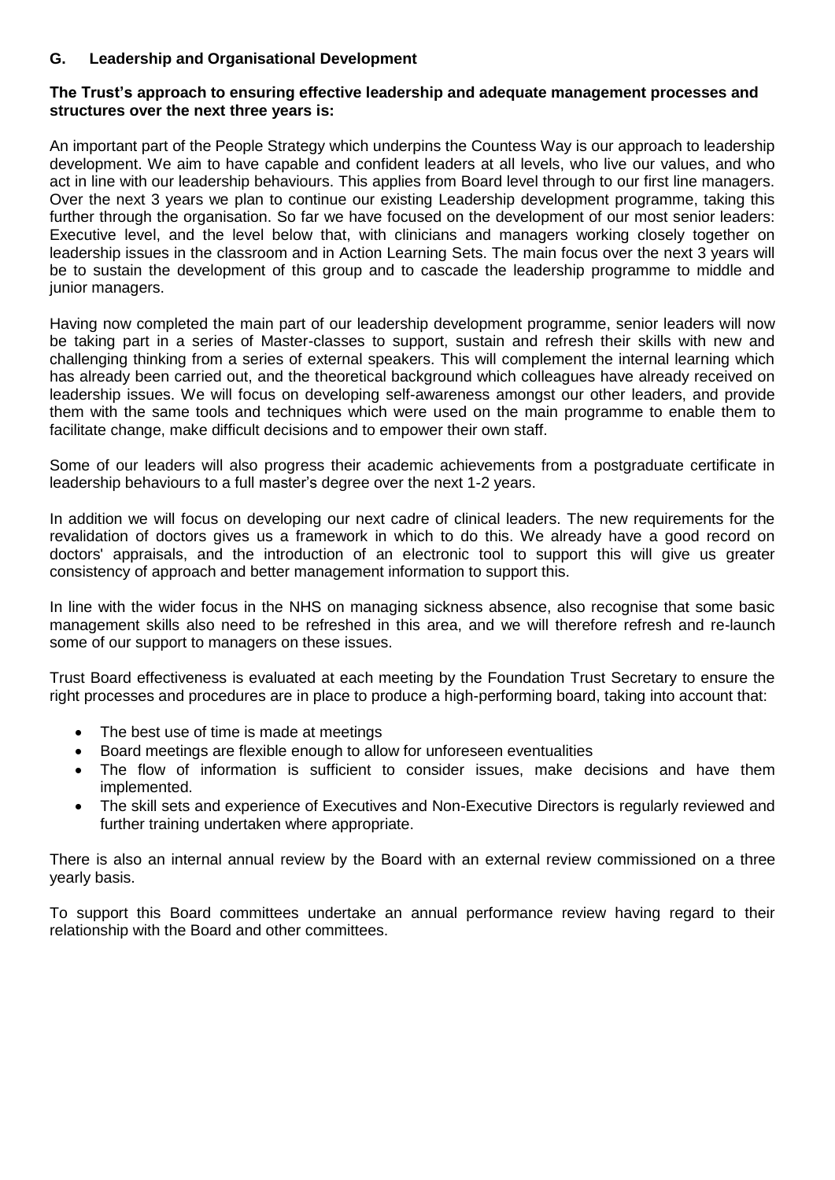## G. Leadership and Organisational Development

**The Trust's approach to ensuring effective leadership and adequate management processes and structures over the next three years is:**

An important part of the People Strategy which underpins the Countess Way is our approach to leadership development. We aim to have capable and confident leaders at all levels, who live our values, and who act in line with our leadership behaviours. This applies from Board level through to our first line managers. Over the next 3 years we plan to continue our existing Leadership development programme, taking this further through the organisation. So far we have focused on the development of our most senior leaders: Executive level, and the level below that, with clinicians and managers working closely together on leadership issues in the classroom and in Action Learning Sets. The main focus over the next 3 years will be to sustain the development of this group and to cascade the leadership programme to middle and junior managers.

Having now completed the main part of our leadership development programme, senior leaders will now be taking part in a series of Master-classes to support, sustain and refresh their skills with new and challenging thinking from a series of external speakers. This will complement the internal learning which has already been carried out, and the theoretical background which colleagues have already received on leadership issues. We will focus on developing self-awareness amongst our other leaders, and provide them with the same tools and techniques which were used on the main programme to enable them to facilitate change, make difficult decisions and to empower their own staff.

Some of our leaders will also progress their academic achievements from a postgraduate certificate in leadership behaviours to a full master's degree over the next 1-2 years.

In addition we will focus on developing our next cadre of clinical leaders. The new requirements for the revalidation of doctors gives us a framework in which to do this. We already have a good record on doctors' appraisals, and the introduction of an electronic tool to support this will give us greater consistency of approach and better management information to support this.

In line with the wider focus in the NHS on managing sickness absence, also recognise that some basic management skills also need to be refreshed in this area, and we will therefore refresh and re-launch some of our support to managers on these issues.

Trust Board effectiveness is evaluated at each meeting by the Foundation Trust Secretary to ensure the right processes and procedures are in place to produce a high-performing board, taking into account that:

- The best use of time is made at meetings
- Board meetings are flexible enough to allow for unforeseen eventualities
- The flow of information is sufficient to consider issues, make decisions and have them implemented.
- The skill sets and experience of Executives and Non-Executive Directors is regularly reviewed and further training undertaken where appropriate.

There is also an internal annual review by the Board with an external review commissioned on a three yearly basis.

To support this Board committees undertake an annual performance review having regard to their relationship with the Board and other committees.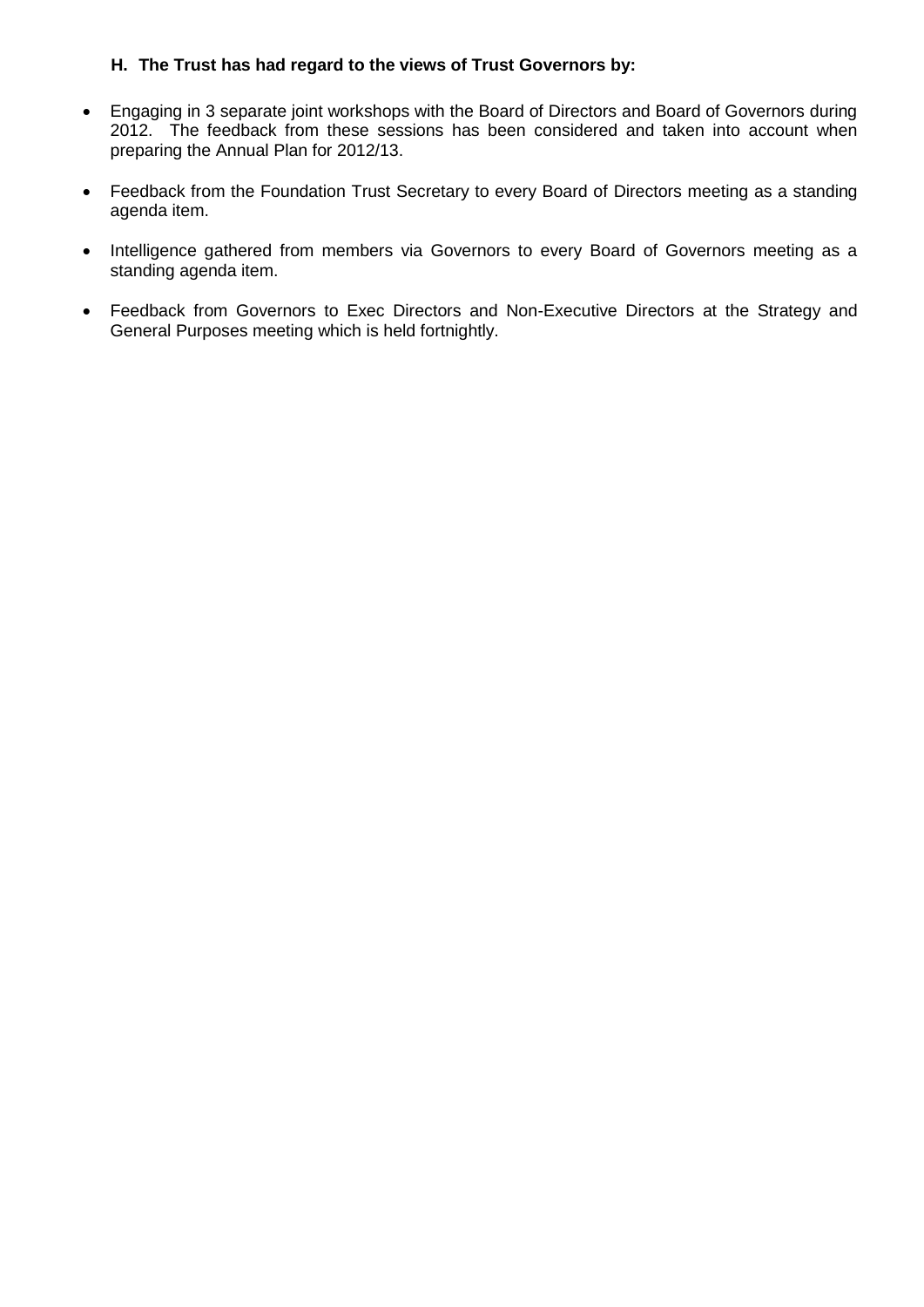### H. The Trust has had regard to the views of Trust Governors by:

- Engaging in 3 separate joint workshops with the Board of Directors and Board of Governors during 2012. The feedback from these sessions has been considered and taken into account when preparing the Annual Plan for 2012/13.
- Feedback from the Foundation Trust Secretary to every Board of Directors meeting as a standing agenda item.
- Intelligence gathered from members via Governors to every Board of Governors meeting as a standing agenda item.
- Feedback from Governors to Exec Directors and Non-Executive Directors at the Strategy and General Purposes meeting which is held fortnightly.